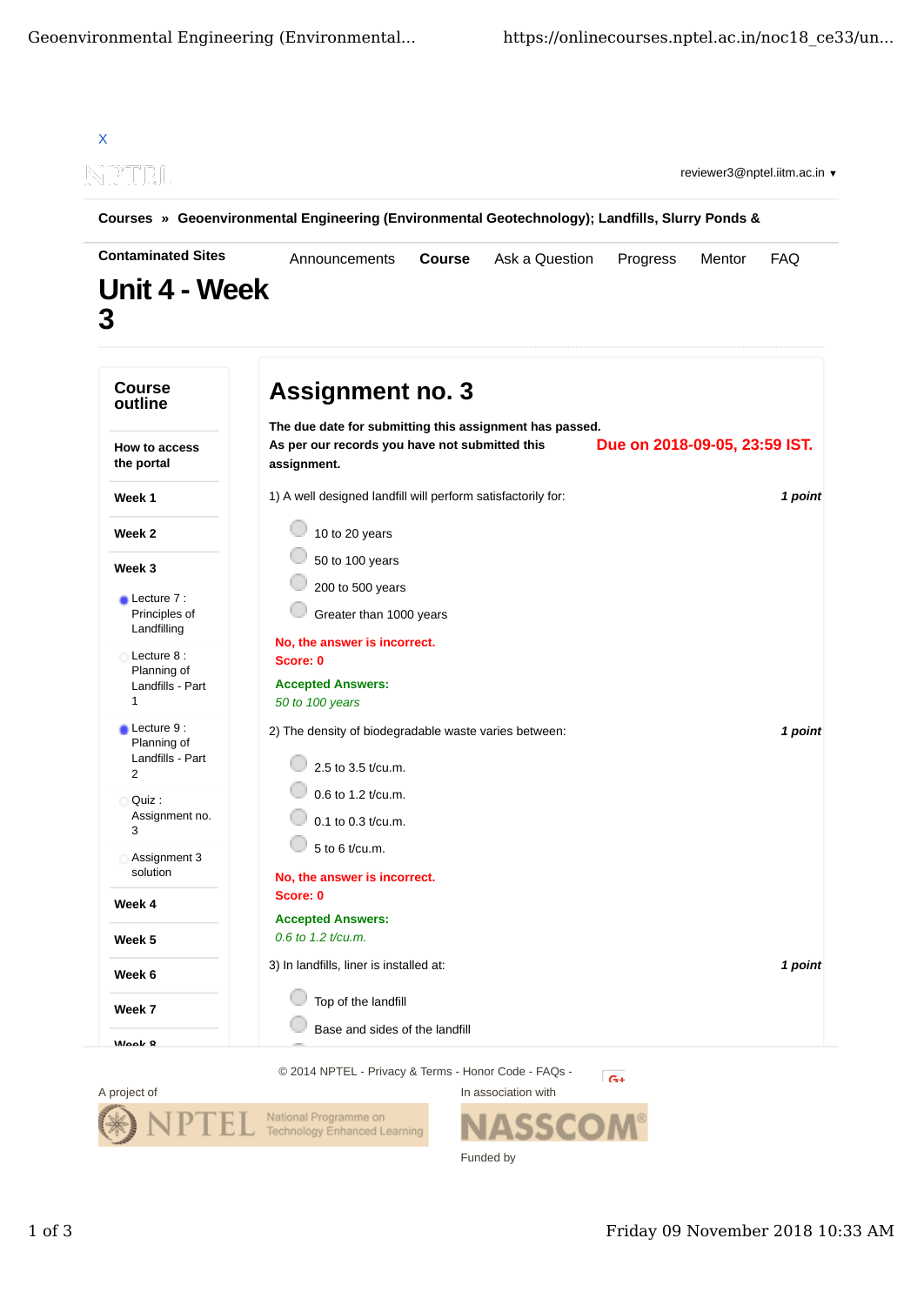X

reviewer3@nptel.iitm.ac.in ▼

**Courses » Geoenvironmental Engineering (Environmental Geotechnology); Landfills, Slurry Ponds & Contaminated Sites**

Announcements **Course** Ask a Question Progress Mentor FAQ

# Unit 4 - Week 3

## Course outline

**How to access the portal**

**Week 1**

**Week 2**

**Week 3**

- Lecture 7 : Principles of Landfilling
- Lecture 8 : Planning of Landfills - Part 1
- Lecture 9 : Planning of Landfills - Part 2
- Quiz : Assignment no. 3
- Assignment 3 solution

**Week 4**

**Week 5**

**Week 6**

**Week 7**

**Week 8**

## Assignment no. 3

**The due date for submitting this assignment has passed.**
**As per our records you have not submitted this assignment.**

**Due on 2018-09-05, 23:59 IST.**

1) A well designed landfill will perform satisfactorily for: ***1 point***

- 10 to 20 years
- 50 to 100 years
- 200 to 500 years
- Greater than 1000 years

**No, the answer is incorrect.**
**Score: 0**

**Accepted Answers:**
*50 to 100 years*

2) The density of biodegradable waste varies between: ***1 point***

- 2.5 to 3.5 t/cu.m.
- 0.6 to 1.2 t/cu.m.
- 0.1 to 0.3 t/cu.m.
- 5 to 6 t/cu.m.

**No, the answer is incorrect.**
**Score: 0**

**Accepted Answers:**
*0.6 to 1.2 t/cu.m.*

3) In landfills, liner is installed at: ***1 point***

- Top of the landfill
- Base and sides of the landfill

© 2014 NPTEL - Privacy & Terms - Honor Code - FAQs -

A project of In association with

Funded by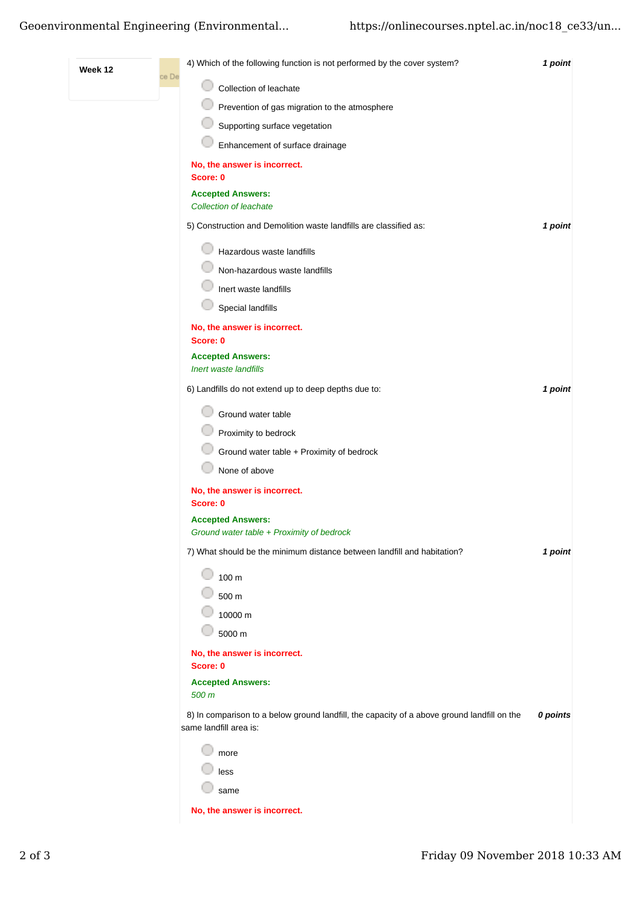**Week 12**

4) Which of the following function is not performed by the cover system? *1 point*

- Collection of leachate
- Prevention of gas migration to the atmosphere
- Supporting surface vegetation
- Enhancement of surface drainage

**No, the answer is incorrect.**
**Score: 0**

**Accepted Answers:**
*Collection of leachate*

5) Construction and Demolition waste landfills are classified as: *1 point*

- Hazardous waste landfills
- Non-hazardous waste landfills
- Inert waste landfills
- Special landfills

**No, the answer is incorrect.**
**Score: 0**

**Accepted Answers:**
*Inert waste landfills*

6) Landfills do not extend up to deep depths due to: *1 point*

- Ground water table
- Proximity to bedrock
- Ground water table + Proximity of bedrock
- None of above

**No, the answer is incorrect.**
**Score: 0**

**Accepted Answers:**
*Ground water table + Proximity of bedrock*

7) What should be the minimum distance between landfill and habitation? *1 point*

- 100 m
- 500 m
- 10000 m
- 5000 m

**No, the answer is incorrect.**
**Score: 0**

**Accepted Answers:**
*500 m*

8) In comparison to a below ground landfill, the capacity of a above ground landfill on the same landfill area is: *0 points*

- more
- less
- same

**No, the answer is incorrect.**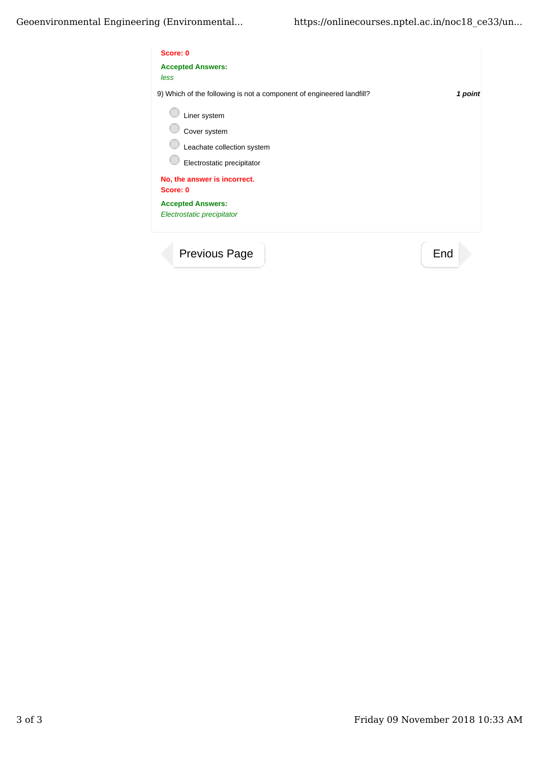**Score: 0**

**Accepted Answers:**
*less*

9) Which of the following is not a component of engineered landfill? ***1 point***

- Liner system
- Cover system
- Leachate collection system
- Electrostatic precipitator

**No, the answer is incorrect.**
**Score: 0**

**Accepted Answers:**
*Electrostatic precipitator*

Previous Page

End